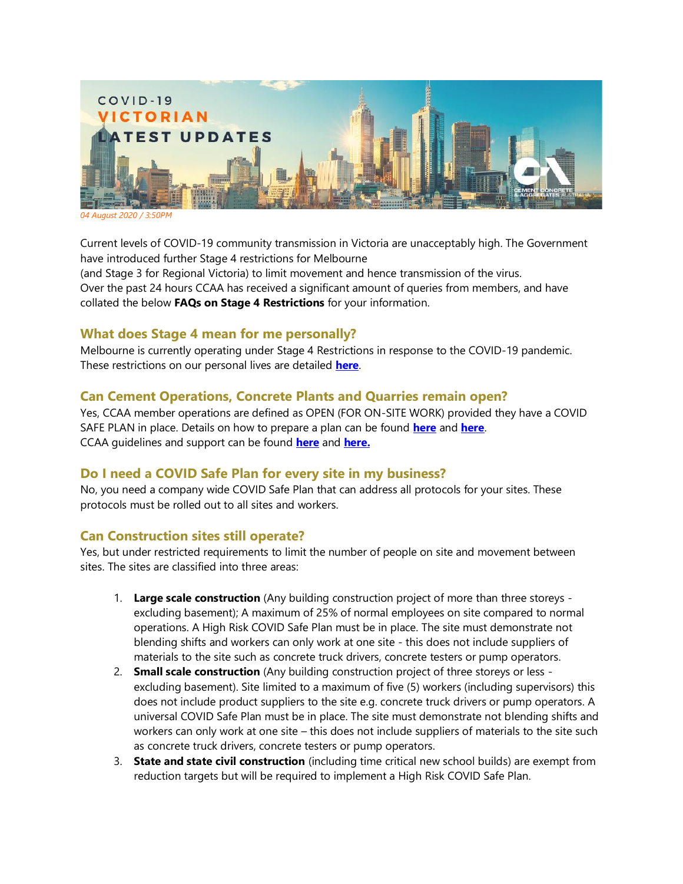COVID-19
VICTORIAN
LATEST UPDATES

*04 August 2020 / 3:50PM*

Current levels of COVID-19 community transmission in Victoria are unacceptably high. The Government have introduced further Stage 4 restrictions for Melbourne
(and Stage 3 for Regional Victoria) to limit movement and hence transmission of the virus.
Over the past 24 hours CCAA has received a significant amount of queries from members, and have collated the below **FAQs on Stage 4 Restrictions** for your information.

## What does Stage 4 mean for me personally?

Melbourne is currently operating under Stage 4 Restrictions in response to the COVID-19 pandemic. These restrictions on our personal lives are detailed **here**.

## Can Cement Operations, Concrete Plants and Quarries remain open?

Yes, CCAA member operations are defined as OPEN (FOR ON-SITE WORK) provided they have a COVID SAFE PLAN in place. Details on how to prepare a plan can be found **here** and **here**.
CCAA guidelines and support can be found **here** and **here.**

## Do I need a COVID Safe Plan for every site in my business?

No, you need a company wide COVID Safe Plan that can address all protocols for your sites. These protocols must be rolled out to all sites and workers.

## Can Construction sites still operate?

Yes, but under restricted requirements to limit the number of people on site and movement between sites. The sites are classified into three areas:

1. **Large scale construction** (Any building construction project of more than three storeys - excluding basement); A maximum of 25% of normal employees on site compared to normal operations. A High Risk COVID Safe Plan must be in place. The site must demonstrate not blending shifts and workers can only work at one site - this does not include suppliers of materials to the site such as concrete truck drivers, concrete testers or pump operators.
2. **Small scale construction** (Any building construction project of three storeys or less - excluding basement). Site limited to a maximum of five (5) workers (including supervisors) this does not include product suppliers to the site e.g. concrete truck drivers or pump operators. A universal COVID Safe Plan must be in place. The site must demonstrate not blending shifts and workers can only work at one site – this does not include suppliers of materials to the site such as concrete truck drivers, concrete testers or pump operators.
3. **State and state civil construction** (including time critical new school builds) are exempt from reduction targets but will be required to implement a High Risk COVID Safe Plan.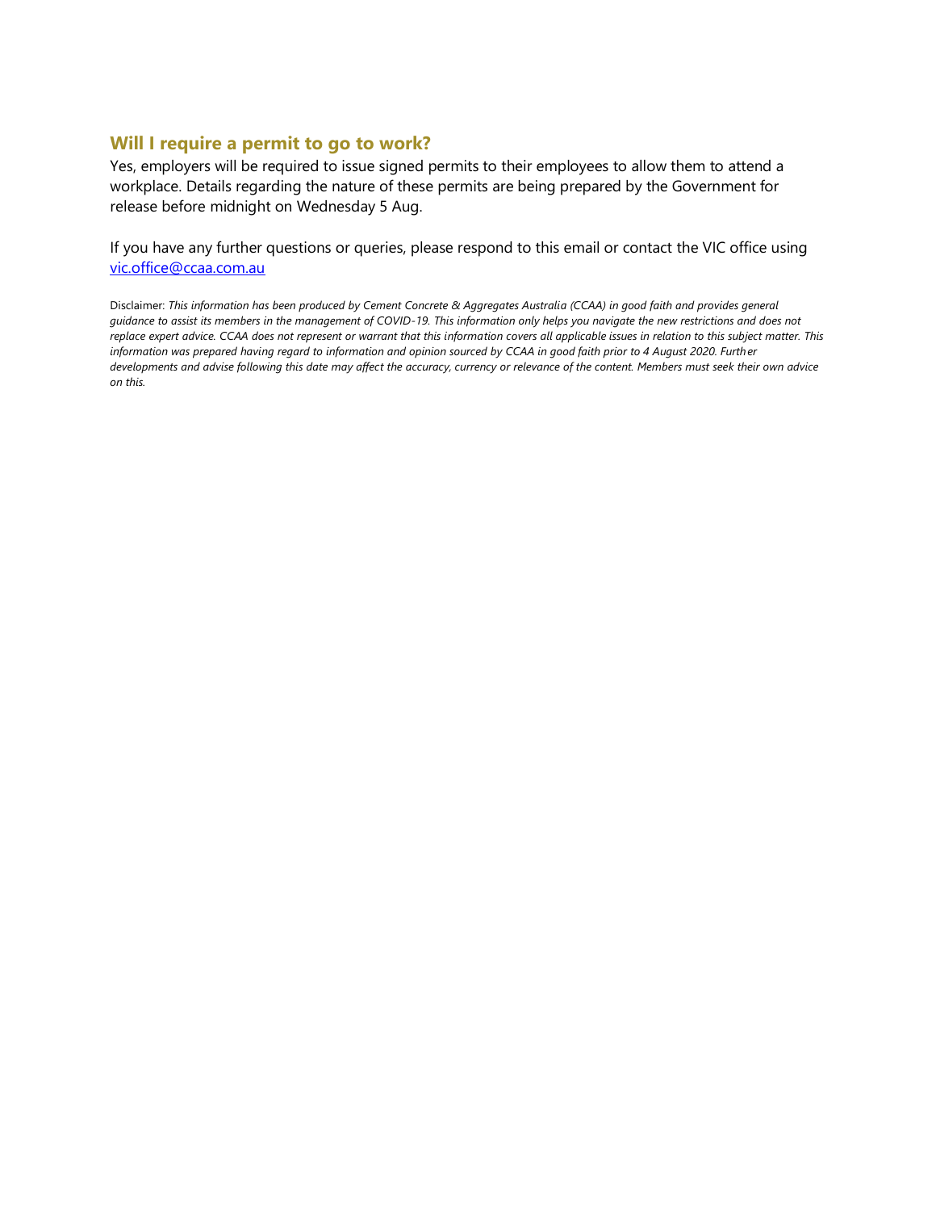### Will I require a permit to go to work?

Yes, employers will be required to issue signed permits to their employees to allow them to attend a workplace. Details regarding the nature of these permits are being prepared by the Government for release before midnight on Wednesday 5 Aug.

If you have any further questions or queries, please respond to this email or contact the VIC office using vic.office@ccaa.com.au

Disclaimer: *This information has been produced by Cement Concrete & Aggregates Australia (CCAA) in good faith and provides general guidance to assist its members in the management of COVID-19. This information only helps you navigate the new restrictions and does not replace expert advice. CCAA does not represent or warrant that this information covers all applicable issues in relation to this subject matter. This information was prepared having regard to information and opinion sourced by CCAA in good faith prior to 4 August 2020. Further developments and advise following this date may affect the accuracy, currency or relevance of the content. Members must seek their own advice on this.*